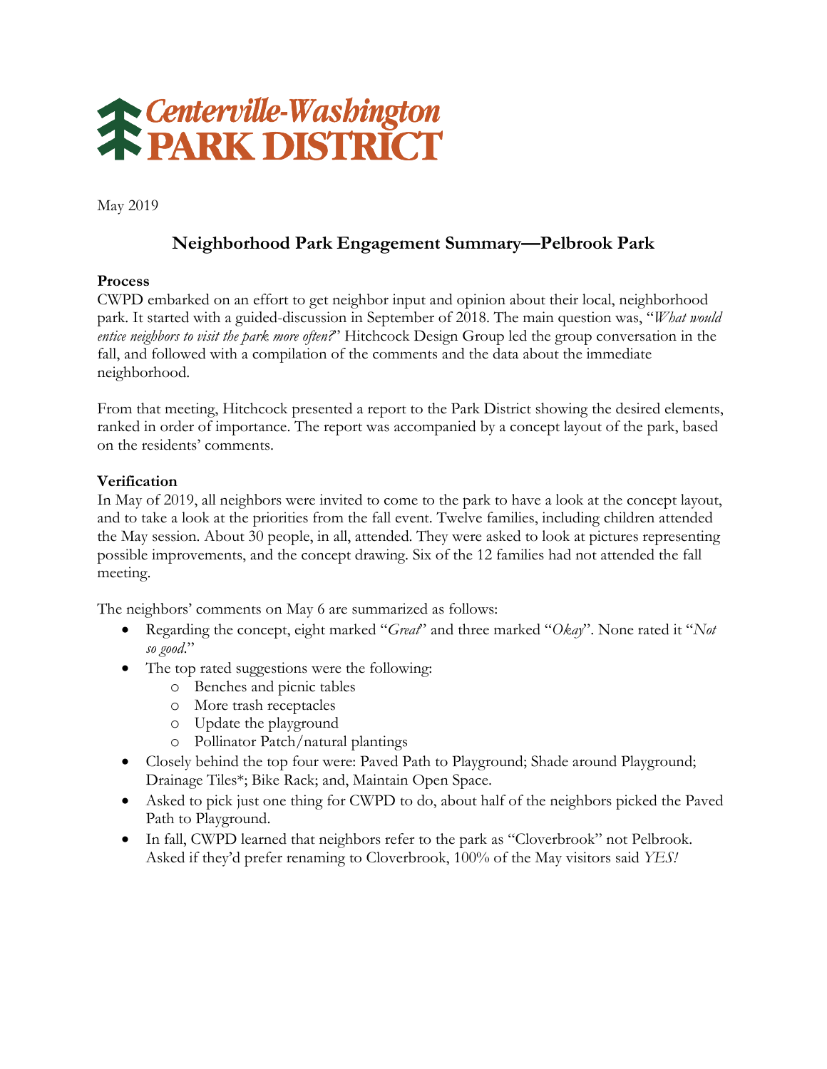**Centerville-Washington PARK DISTRICT**

May 2019

## Neighborhood Park Engagement Summary—Pelbrook Park

**Process**

CWPD embarked on an effort to get neighbor input and opinion about their local, neighborhood park. It started with a guided-discussion in September of 2018. The main question was, "*What would entice neighbors to visit the park more often?*" Hitchcock Design Group led the group conversation in the fall, and followed with a compilation of the comments and the data about the immediate neighborhood.

From that meeting, Hitchcock presented a report to the Park District showing the desired elements, ranked in order of importance. The report was accompanied by a concept layout of the park, based on the residents' comments.

**Verification**

In May of 2019, all neighbors were invited to come to the park to have a look at the concept layout, and to take a look at the priorities from the fall event. Twelve families, including children attended the May session. About 30 people, in all, attended. They were asked to look at pictures representing possible improvements, and the concept drawing. Six of the 12 families had not attended the fall meeting.

The neighbors' comments on May 6 are summarized as follows:

- Regarding the concept, eight marked "*Great*" and three marked "*Okay*". None rated it "*Not so good*."
- The top rated suggestions were the following:
  - Benches and picnic tables
  - More trash receptacles
  - Update the playground
  - Pollinator Patch/natural plantings
- Closely behind the top four were: Paved Path to Playground; Shade around Playground; Drainage Tiles*; Bike Rack; and, Maintain Open Space.
- Asked to pick just one thing for CWPD to do, about half of the neighbors picked the Paved Path to Playground.
- In fall, CWPD learned that neighbors refer to the park as "Cloverbrook" not Pelbrook. Asked if they'd prefer renaming to Cloverbrook, 100% of the May visitors said *YES!*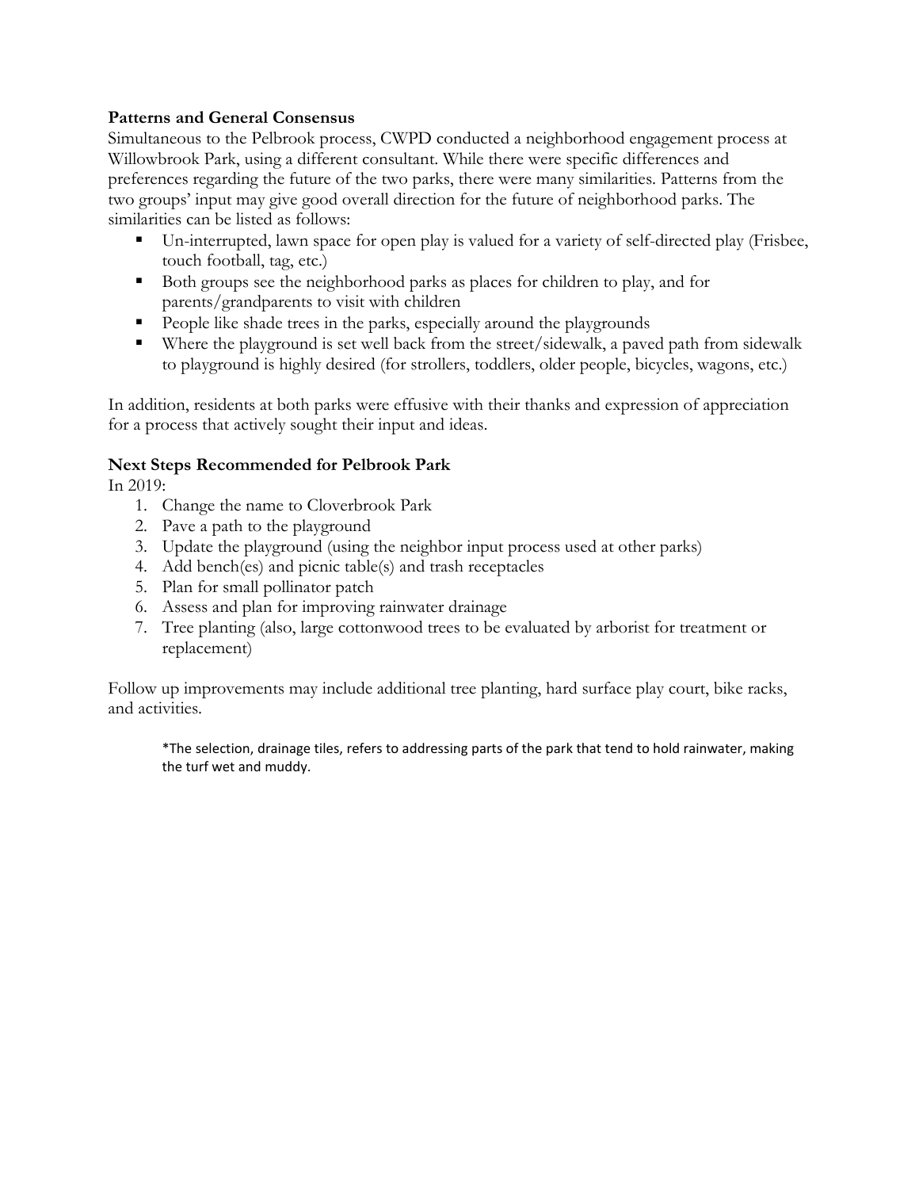**Patterns and General Consensus**

Simultaneous to the Pelbrook process, CWPD conducted a neighborhood engagement process at Willowbrook Park, using a different consultant. While there were specific differences and preferences regarding the future of the two parks, there were many similarities. Patterns from the two groups' input may give good overall direction for the future of neighborhood parks. The similarities can be listed as follows:

- Un-interrupted, lawn space for open play is valued for a variety of self-directed play (Frisbee, touch football, tag, etc.)
- Both groups see the neighborhood parks as places for children to play, and for parents/grandparents to visit with children
- People like shade trees in the parks, especially around the playgrounds
- Where the playground is set well back from the street/sidewalk, a paved path from sidewalk to playground is highly desired (for strollers, toddlers, older people, bicycles, wagons, etc.)

In addition, residents at both parks were effusive with their thanks and expression of appreciation for a process that actively sought their input and ideas.

**Next Steps Recommended for Pelbrook Park**

In 2019:

1. Change the name to Cloverbrook Park
2. Pave a path to the playground
3. Update the playground (using the neighbor input process used at other parks)
4. Add bench(es) and picnic table(s) and trash receptacles
5. Plan for small pollinator patch
6. Assess and plan for improving rainwater drainage
7. Tree planting (also, large cottonwood trees to be evaluated by arborist for treatment or replacement)

Follow up improvements may include additional tree planting, hard surface play court, bike racks, and activities.

*The selection, drainage tiles, refers to addressing parts of the park that tend to hold rainwater, making the turf wet and muddy.